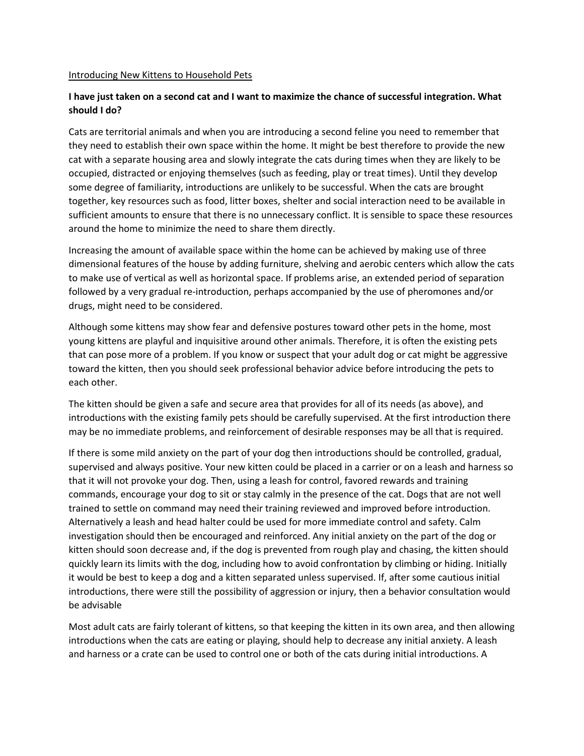Introducing New Kittens to Household Pets

**I have just taken on a second cat and I want to maximize the chance of successful integration. What should I do?**

Cats are territorial animals and when you are introducing a second feline you need to remember that they need to establish their own space within the home. It might be best therefore to provide the new cat with a separate housing area and slowly integrate the cats during times when they are likely to be occupied, distracted or enjoying themselves (such as feeding, play or treat times). Until they develop some degree of familiarity, introductions are unlikely to be successful. When the cats are brought together, key resources such as food, litter boxes, shelter and social interaction need to be available in sufficient amounts to ensure that there is no unnecessary conflict. It is sensible to space these resources around the home to minimize the need to share them directly.

Increasing the amount of available space within the home can be achieved by making use of three dimensional features of the house by adding furniture, shelving and aerobic centers which allow the cats to make use of vertical as well as horizontal space. If problems arise, an extended period of separation followed by a very gradual re-introduction, perhaps accompanied by the use of pheromones and/or drugs, might need to be considered.

Although some kittens may show fear and defensive postures toward other pets in the home, most young kittens are playful and inquisitive around other animals. Therefore, it is often the existing pets that can pose more of a problem. If you know or suspect that your adult dog or cat might be aggressive toward the kitten, then you should seek professional behavior advice before introducing the pets to each other.

The kitten should be given a safe and secure area that provides for all of its needs (as above), and introductions with the existing family pets should be carefully supervised. At the first introduction there may be no immediate problems, and reinforcement of desirable responses may be all that is required.

If there is some mild anxiety on the part of your dog then introductions should be controlled, gradual, supervised and always positive. Your new kitten could be placed in a carrier or on a leash and harness so that it will not provoke your dog. Then, using a leash for control, favored rewards and training commands, encourage your dog to sit or stay calmly in the presence of the cat. Dogs that are not well trained to settle on command may need their training reviewed and improved before introduction. Alternatively a leash and head halter could be used for more immediate control and safety. Calm investigation should then be encouraged and reinforced. Any initial anxiety on the part of the dog or kitten should soon decrease and, if the dog is prevented from rough play and chasing, the kitten should quickly learn its limits with the dog, including how to avoid confrontation by climbing or hiding. Initially it would be best to keep a dog and a kitten separated unless supervised. If, after some cautious initial introductions, there were still the possibility of aggression or injury, then a behavior consultation would be advisable

Most adult cats are fairly tolerant of kittens, so that keeping the kitten in its own area, and then allowing introductions when the cats are eating or playing, should help to decrease any initial anxiety. A leash and harness or a crate can be used to control one or both of the cats during initial introductions. A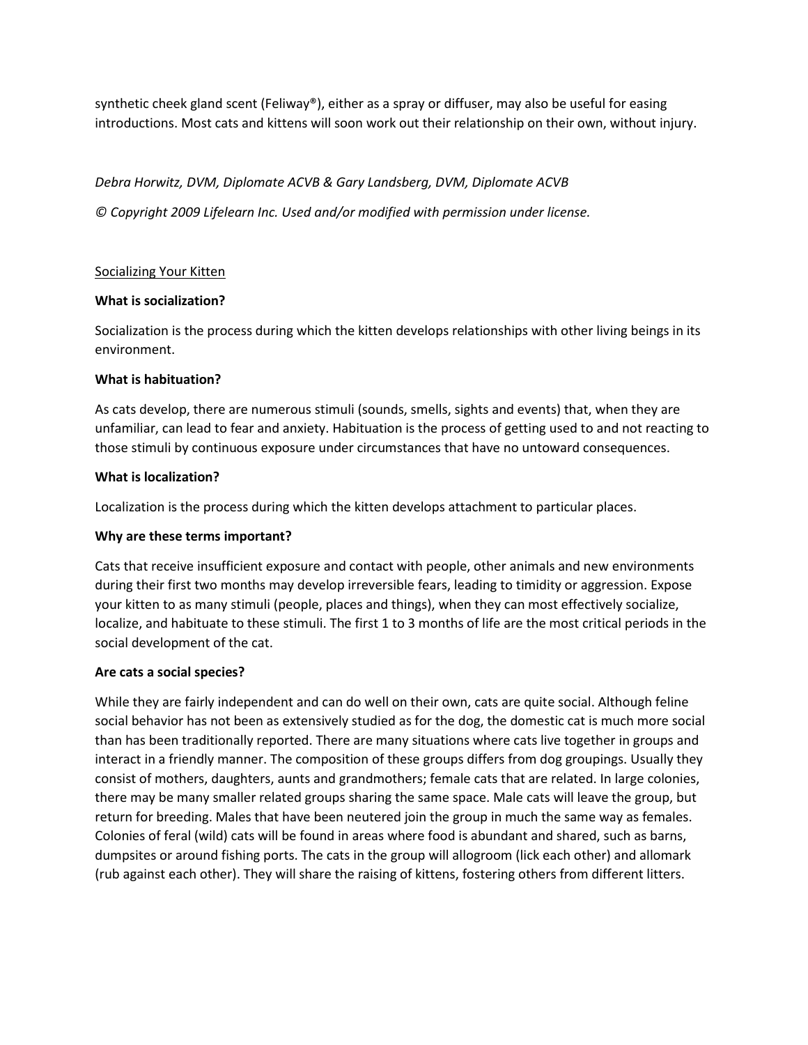synthetic cheek gland scent (Feliway®), either as a spray or diffuser, may also be useful for easing introductions. Most cats and kittens will soon work out their relationship on their own, without injury.

*Debra Horwitz, DVM, Diplomate ACVB & Gary Landsberg, DVM, Diplomate ACVB*

*© Copyright 2009 Lifelearn Inc. Used and/or modified with permission under license.*

## Socializing Your Kitten

**What is socialization?**

Socialization is the process during which the kitten develops relationships with other living beings in its environment.

**What is habituation?**

As cats develop, there are numerous stimuli (sounds, smells, sights and events) that, when they are unfamiliar, can lead to fear and anxiety. Habituation is the process of getting used to and not reacting to those stimuli by continuous exposure under circumstances that have no untoward consequences.

**What is localization?**

Localization is the process during which the kitten develops attachment to particular places.

**Why are these terms important?**

Cats that receive insufficient exposure and contact with people, other animals and new environments during their first two months may develop irreversible fears, leading to timidity or aggression. Expose your kitten to as many stimuli (people, places and things), when they can most effectively socialize, localize, and habituate to these stimuli. The first 1 to 3 months of life are the most critical periods in the social development of the cat.

**Are cats a social species?**

While they are fairly independent and can do well on their own, cats are quite social. Although feline social behavior has not been as extensively studied as for the dog, the domestic cat is much more social than has been traditionally reported. There are many situations where cats live together in groups and interact in a friendly manner. The composition of these groups differs from dog groupings. Usually they consist of mothers, daughters, aunts and grandmothers; female cats that are related. In large colonies, there may be many smaller related groups sharing the same space. Male cats will leave the group, but return for breeding. Males that have been neutered join the group in much the same way as females. Colonies of feral (wild) cats will be found in areas where food is abundant and shared, such as barns, dumpsites or around fishing ports. The cats in the group will allogroom (lick each other) and allomark (rub against each other). They will share the raising of kittens, fostering others from different litters.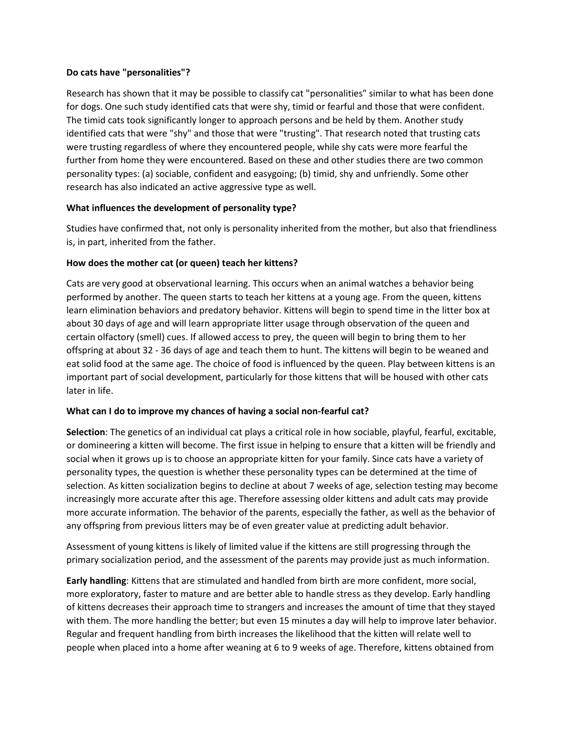**Do cats have "personalities"?**

Research has shown that it may be possible to classify cat "personalities" similar to what has been done for dogs. One such study identified cats that were shy, timid or fearful and those that were confident. The timid cats took significantly longer to approach persons and be held by them. Another study identified cats that were "shy" and those that were "trusting". That research noted that trusting cats were trusting regardless of where they encountered people, while shy cats were more fearful the further from home they were encountered. Based on these and other studies there are two common personality types: (a) sociable, confident and easygoing; (b) timid, shy and unfriendly. Some other research has also indicated an active aggressive type as well.

**What influences the development of personality type?**

Studies have confirmed that, not only is personality inherited from the mother, but also that friendliness is, in part, inherited from the father.

**How does the mother cat (or queen) teach her kittens?**

Cats are very good at observational learning. This occurs when an animal watches a behavior being performed by another. The queen starts to teach her kittens at a young age. From the queen, kittens learn elimination behaviors and predatory behavior. Kittens will begin to spend time in the litter box at about 30 days of age and will learn appropriate litter usage through observation of the queen and certain olfactory (smell) cues. If allowed access to prey, the queen will begin to bring them to her offspring at about 32 - 36 days of age and teach them to hunt. The kittens will begin to be weaned and eat solid food at the same age. The choice of food is influenced by the queen. Play between kittens is an important part of social development, particularly for those kittens that will be housed with other cats later in life.

**What can I do to improve my chances of having a social non-fearful cat?**

**Selection**: The genetics of an individual cat plays a critical role in how sociable, playful, fearful, excitable, or domineering a kitten will become. The first issue in helping to ensure that a kitten will be friendly and social when it grows up is to choose an appropriate kitten for your family. Since cats have a variety of personality types, the question is whether these personality types can be determined at the time of selection. As kitten socialization begins to decline at about 7 weeks of age, selection testing may become increasingly more accurate after this age. Therefore assessing older kittens and adult cats may provide more accurate information. The behavior of the parents, especially the father, as well as the behavior of any offspring from previous litters may be of even greater value at predicting adult behavior.

Assessment of young kittens is likely of limited value if the kittens are still progressing through the primary socialization period, and the assessment of the parents may provide just as much information.

**Early handling**: Kittens that are stimulated and handled from birth are more confident, more social, more exploratory, faster to mature and are better able to handle stress as they develop. Early handling of kittens decreases their approach time to strangers and increases the amount of time that they stayed with them. The more handling the better; but even 15 minutes a day will help to improve later behavior. Regular and frequent handling from birth increases the likelihood that the kitten will relate well to people when placed into a home after weaning at 6 to 9 weeks of age. Therefore, kittens obtained from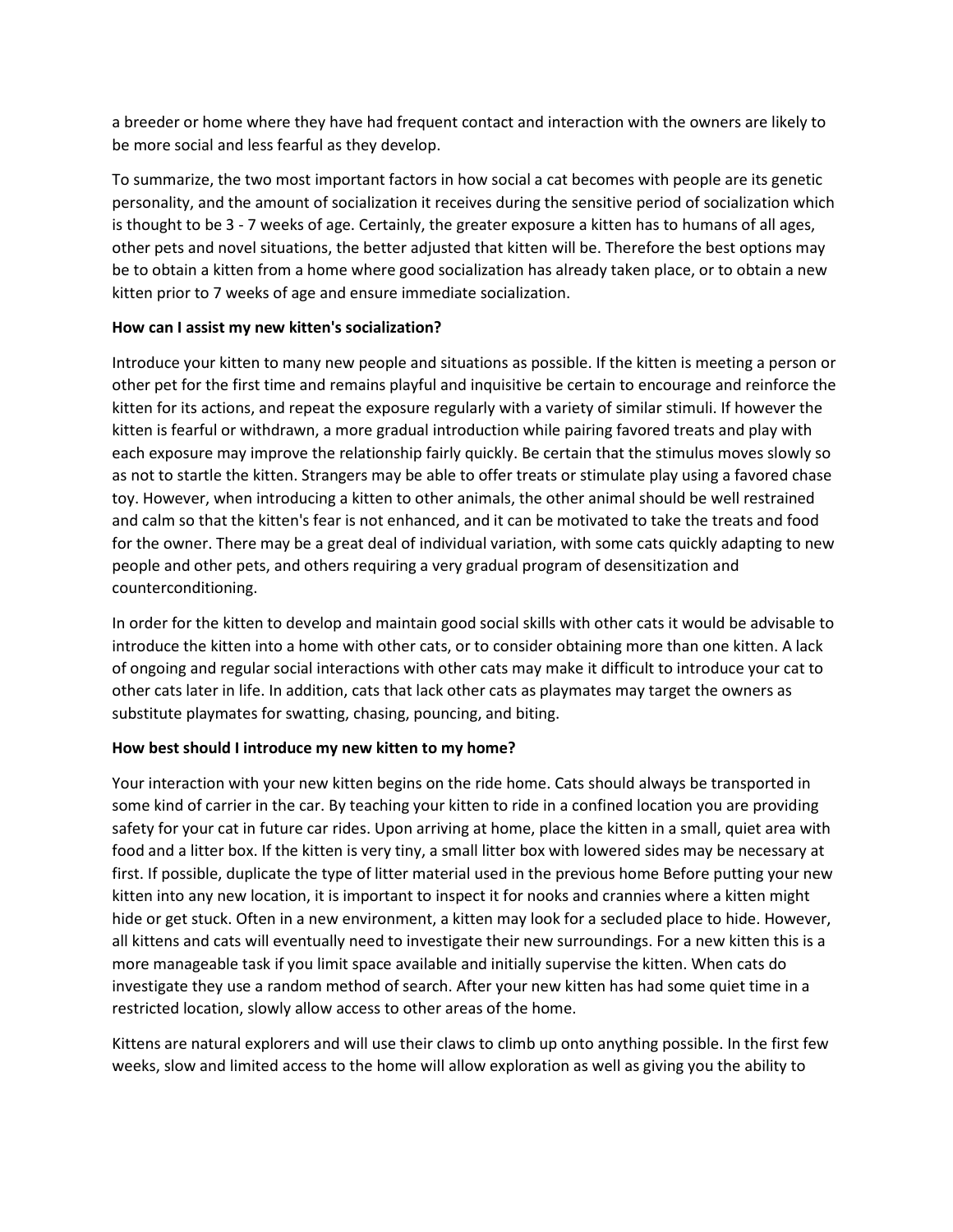a breeder or home where they have had frequent contact and interaction with the owners are likely to be more social and less fearful as they develop.

To summarize, the two most important factors in how social a cat becomes with people are its genetic personality, and the amount of socialization it receives during the sensitive period of socialization which is thought to be 3 - 7 weeks of age. Certainly, the greater exposure a kitten has to humans of all ages, other pets and novel situations, the better adjusted that kitten will be. Therefore the best options may be to obtain a kitten from a home where good socialization has already taken place, or to obtain a new kitten prior to 7 weeks of age and ensure immediate socialization.

**How can I assist my new kitten's socialization?**

Introduce your kitten to many new people and situations as possible. If the kitten is meeting a person or other pet for the first time and remains playful and inquisitive be certain to encourage and reinforce the kitten for its actions, and repeat the exposure regularly with a variety of similar stimuli. If however the kitten is fearful or withdrawn, a more gradual introduction while pairing favored treats and play with each exposure may improve the relationship fairly quickly. Be certain that the stimulus moves slowly so as not to startle the kitten. Strangers may be able to offer treats or stimulate play using a favored chase toy. However, when introducing a kitten to other animals, the other animal should be well restrained and calm so that the kitten's fear is not enhanced, and it can be motivated to take the treats and food for the owner. There may be a great deal of individual variation, with some cats quickly adapting to new people and other pets, and others requiring a very gradual program of desensitization and counterconditioning.

In order for the kitten to develop and maintain good social skills with other cats it would be advisable to introduce the kitten into a home with other cats, or to consider obtaining more than one kitten. A lack of ongoing and regular social interactions with other cats may make it difficult to introduce your cat to other cats later in life. In addition, cats that lack other cats as playmates may target the owners as substitute playmates for swatting, chasing, pouncing, and biting.

**How best should I introduce my new kitten to my home?**

Your interaction with your new kitten begins on the ride home. Cats should always be transported in some kind of carrier in the car. By teaching your kitten to ride in a confined location you are providing safety for your cat in future car rides. Upon arriving at home, place the kitten in a small, quiet area with food and a litter box. If the kitten is very tiny, a small litter box with lowered sides may be necessary at first. If possible, duplicate the type of litter material used in the previous home Before putting your new kitten into any new location, it is important to inspect it for nooks and crannies where a kitten might hide or get stuck. Often in a new environment, a kitten may look for a secluded place to hide. However, all kittens and cats will eventually need to investigate their new surroundings. For a new kitten this is a more manageable task if you limit space available and initially supervise the kitten. When cats do investigate they use a random method of search. After your new kitten has had some quiet time in a restricted location, slowly allow access to other areas of the home.

Kittens are natural explorers and will use their claws to climb up onto anything possible. In the first few weeks, slow and limited access to the home will allow exploration as well as giving you the ability to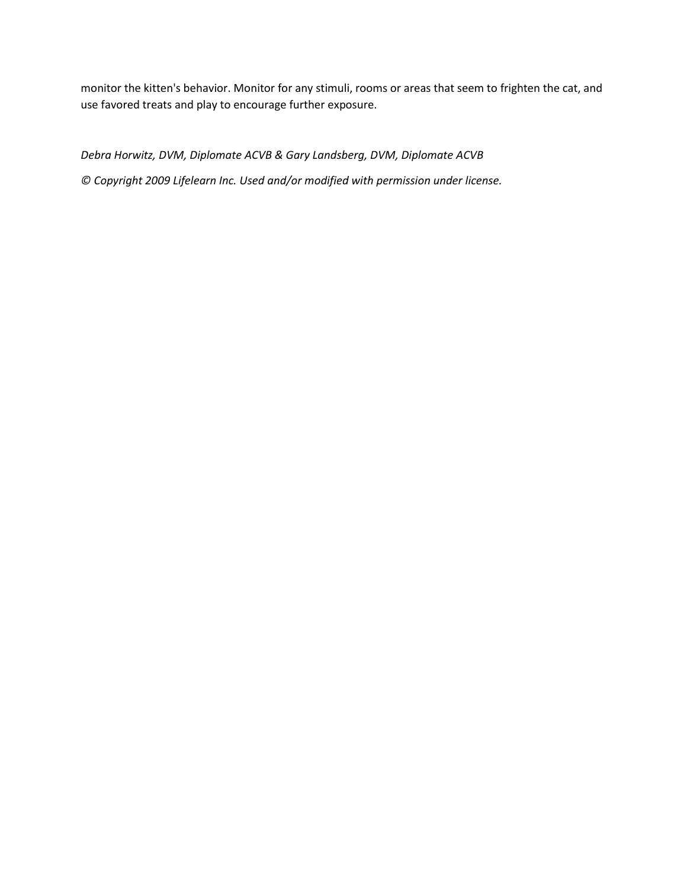monitor the kitten's behavior. Monitor for any stimuli, rooms or areas that seem to frighten the cat, and use favored treats and play to encourage further exposure.

*Debra Horwitz, DVM, Diplomate ACVB & Gary Landsberg, DVM, Diplomate ACVB*

*© Copyright 2009 Lifelearn Inc. Used and/or modified with permission under license.*